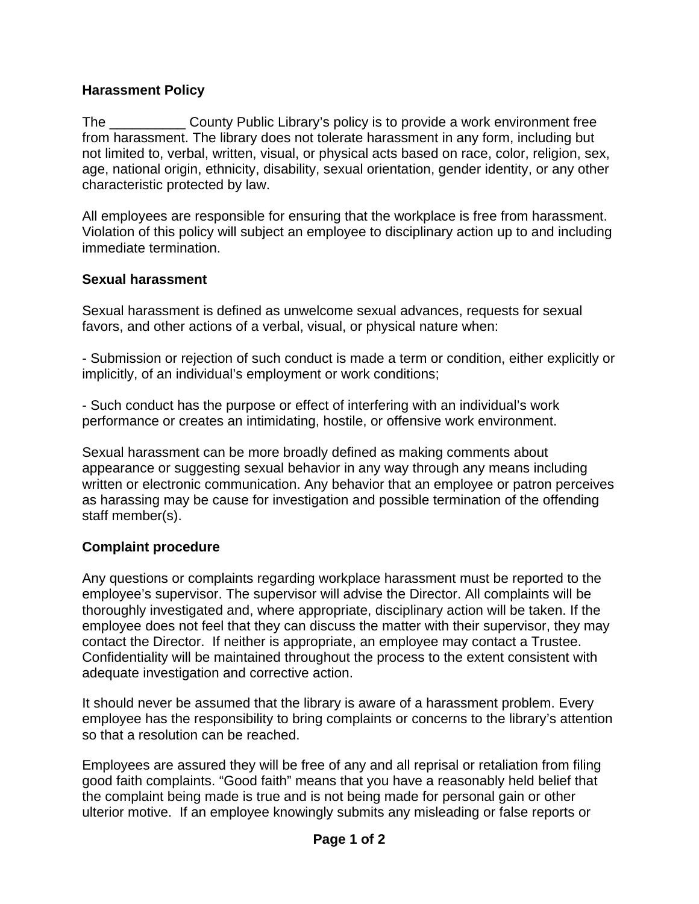## Harassment Policy

The __________ County Public Library's policy is to provide a work environment free from harassment. The library does not tolerate harassment in any form, including but not limited to, verbal, written, visual, or physical acts based on race, color, religion, sex, age, national origin, ethnicity, disability, sexual orientation, gender identity, or any other characteristic protected by law.

All employees are responsible for ensuring that the workplace is free from harassment. Violation of this policy will subject an employee to disciplinary action up to and including immediate termination.

### Sexual harassment

Sexual harassment is defined as unwelcome sexual advances, requests for sexual favors, and other actions of a verbal, visual, or physical nature when:

- Submission or rejection of such conduct is made a term or condition, either explicitly or implicitly, of an individual's employment or work conditions;

- Such conduct has the purpose or effect of interfering with an individual's work performance or creates an intimidating, hostile, or offensive work environment.

Sexual harassment can be more broadly defined as making comments about appearance or suggesting sexual behavior in any way through any means including written or electronic communication. Any behavior that an employee or patron perceives as harassing may be cause for investigation and possible termination of the offending staff member(s).

### Complaint procedure

Any questions or complaints regarding workplace harassment must be reported to the employee's supervisor. The supervisor will advise the Director. All complaints will be thoroughly investigated and, where appropriate, disciplinary action will be taken. If the employee does not feel that they can discuss the matter with their supervisor, they may contact the Director. If neither is appropriate, an employee may contact a Trustee. Confidentiality will be maintained throughout the process to the extent consistent with adequate investigation and corrective action.

It should never be assumed that the library is aware of a harassment problem. Every employee has the responsibility to bring complaints or concerns to the library's attention so that a resolution can be reached.

Employees are assured they will be free of any and all reprisal or retaliation from filing good faith complaints. "Good faith" means that you have a reasonably held belief that the complaint being made is true and is not being made for personal gain or other ulterior motive. If an employee knowingly submits any misleading or false reports or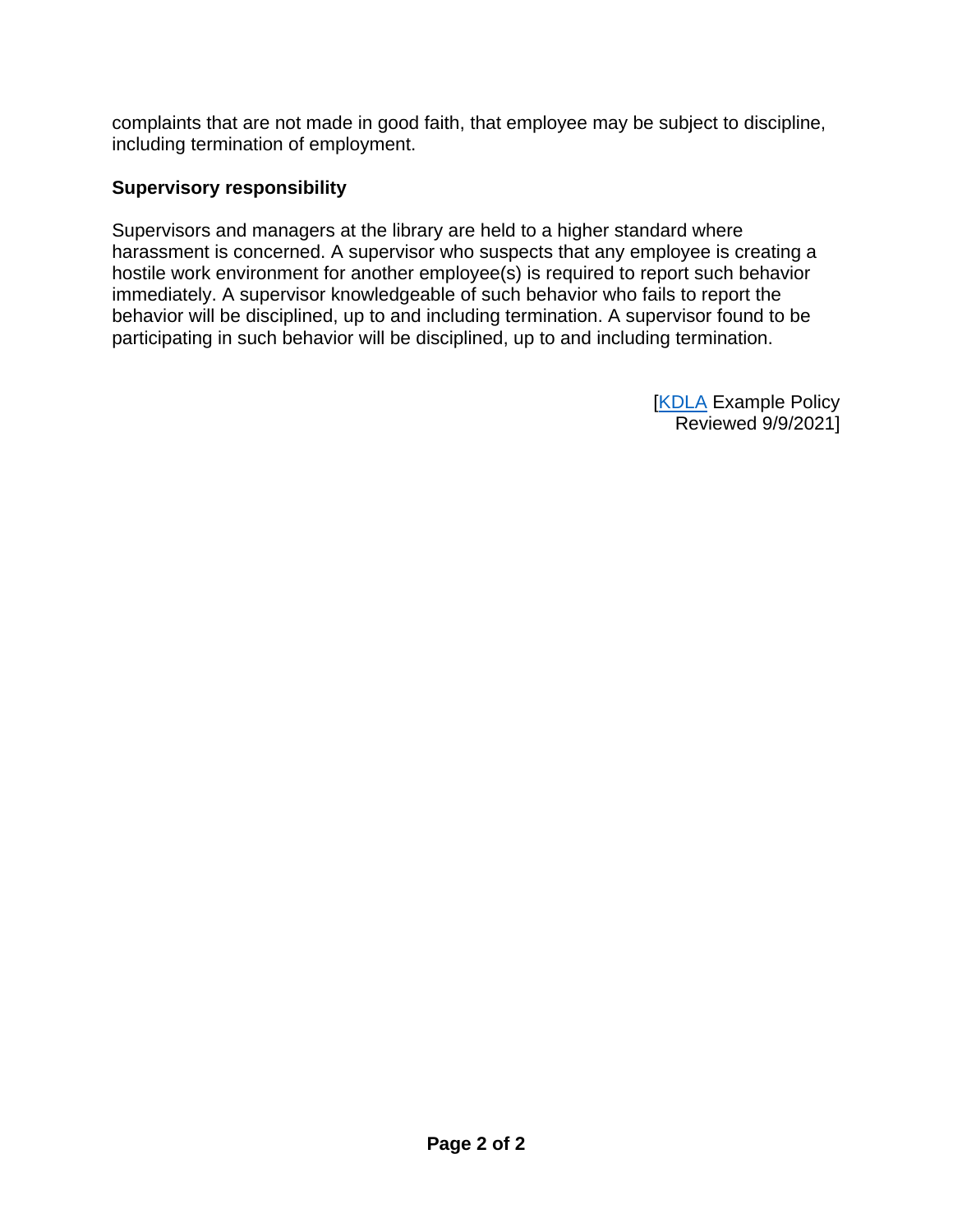complaints that are not made in good faith, that employee may be subject to discipline, including termination of employment.

**Supervisory responsibility**

Supervisors and managers at the library are held to a higher standard where harassment is concerned. A supervisor who suspects that any employee is creating a hostile work environment for another employee(s) is required to report such behavior immediately. A supervisor knowledgeable of such behavior who fails to report the behavior will be disciplined, up to and including termination. A supervisor found to be participating in such behavior will be disciplined, up to and including termination.

[KDLA Example Policy
Reviewed 9/9/2021]